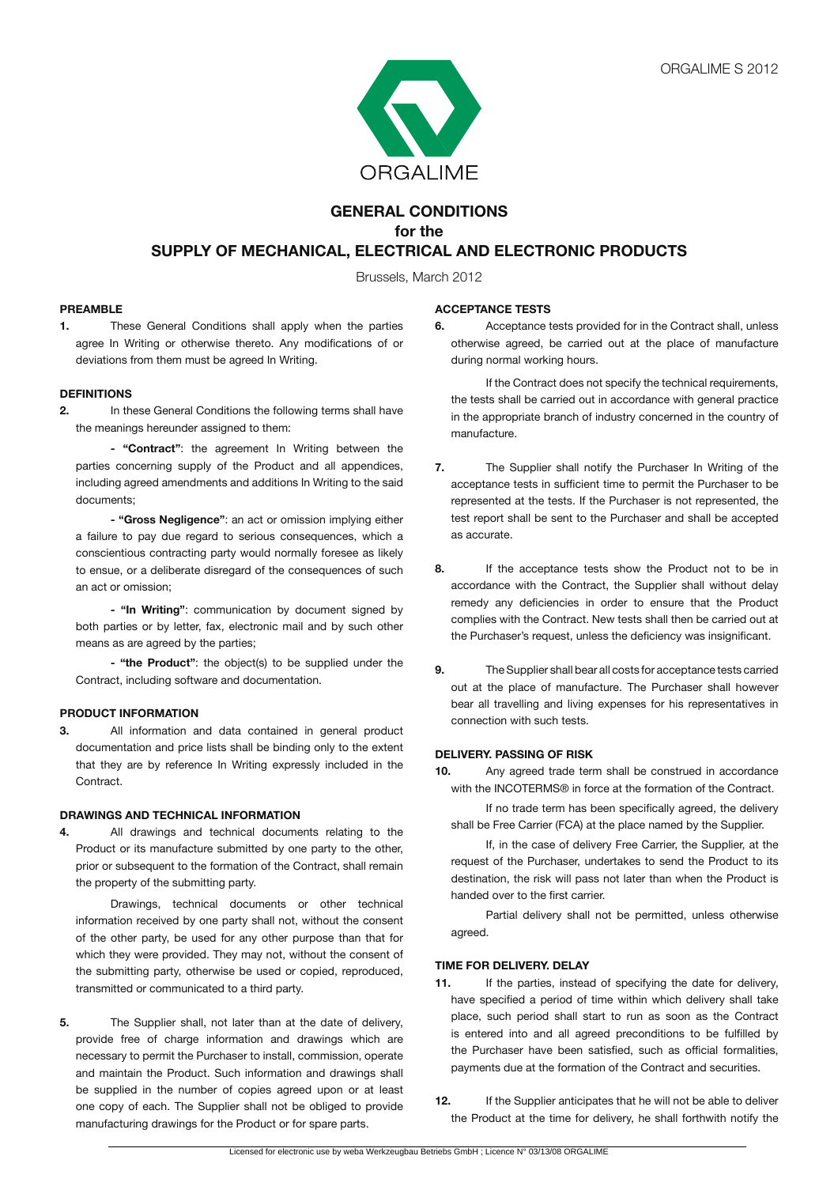ORGALIME S 2012

ORGALIME

# GENERAL CONDITIONS
## for the
# SUPPLY OF MECHANICAL, ELECTRICAL AND ELECTRONIC PRODUCTS

Brussels, March 2012

### PREAMBLE

**1.** These General Conditions shall apply when the parties agree In Writing or otherwise thereto. Any modifications of or deviations from them must be agreed In Writing.

### DEFINITIONS

**2.** In these General Conditions the following terms shall have the meanings hereunder assigned to them:

- **"Contract"**: the agreement In Writing between the parties concerning supply of the Product and all appendices, including agreed amendments and additions In Writing to the said documents;

- **"Gross Negligence"**: an act or omission implying either a failure to pay due regard to serious consequences, which a conscientious contracting party would normally foresee as likely to ensue, or a deliberate disregard of the consequences of such an act or omission;

- **"In Writing"**: communication by document signed by both parties or by letter, fax, electronic mail and by such other means as are agreed by the parties;

- **"the Product"**: the object(s) to be supplied under the Contract, including software and documentation.

### PRODUCT INFORMATION

**3.** All information and data contained in general product documentation and price lists shall be binding only to the extent that they are by reference In Writing expressly included in the Contract.

### DRAWINGS AND TECHNICAL INFORMATION

**4.** All drawings and technical documents relating to the Product or its manufacture submitted by one party to the other, prior or subsequent to the formation of the Contract, shall remain the property of the submitting party.

Drawings, technical documents or other technical information received by one party shall not, without the consent of the other party, be used for any other purpose than that for which they were provided. They may not, without the consent of the submitting party, otherwise be used or copied, reproduced, transmitted or communicated to a third party.

**5.** The Supplier shall, not later than at the date of delivery, provide free of charge information and drawings which are necessary to permit the Purchaser to install, commission, operate and maintain the Product. Such information and drawings shall be supplied in the number of copies agreed upon or at least one copy of each. The Supplier shall not be obliged to provide manufacturing drawings for the Product or for spare parts.

### ACCEPTANCE TESTS

**6.** Acceptance tests provided for in the Contract shall, unless otherwise agreed, be carried out at the place of manufacture during normal working hours.

If the Contract does not specify the technical requirements, the tests shall be carried out in accordance with general practice in the appropriate branch of industry concerned in the country of manufacture.

**7.** The Supplier shall notify the Purchaser In Writing of the acceptance tests in sufficient time to permit the Purchaser to be represented at the tests. If the Purchaser is not represented, the test report shall be sent to the Purchaser and shall be accepted as accurate.

**8.** If the acceptance tests show the Product not to be in accordance with the Contract, the Supplier shall without delay remedy any deficiencies in order to ensure that the Product complies with the Contract. New tests shall then be carried out at the Purchaser's request, unless the deficiency was insignificant.

**9.** The Supplier shall bear all costs for acceptance tests carried out at the place of manufacture. The Purchaser shall however bear all travelling and living expenses for his representatives in connection with such tests.

### DELIVERY. PASSING OF RISK

**10.** Any agreed trade term shall be construed in accordance with the INCOTERMS® in force at the formation of the Contract.

If no trade term has been specifically agreed, the delivery shall be Free Carrier (FCA) at the place named by the Supplier.

If, in the case of delivery Free Carrier, the Supplier, at the request of the Purchaser, undertakes to send the Product to its destination, the risk will pass not later than when the Product is handed over to the first carrier.

Partial delivery shall not be permitted, unless otherwise agreed.

### TIME FOR DELIVERY. DELAY

**11.** If the parties, instead of specifying the date for delivery, have specified a period of time within which delivery shall take place, such period shall start to run as soon as the Contract is entered into and all agreed preconditions to be fulfilled by the Purchaser have been satisfied, such as official formalities, payments due at the formation of the Contract and securities.

**12.** If the Supplier anticipates that he will not be able to deliver the Product at the time for delivery, he shall forthwith notify the

Licensed for electronic use by weba Werkzeugbau Betriebs GmbH ; Licence N° 03/13/08 ORGALIME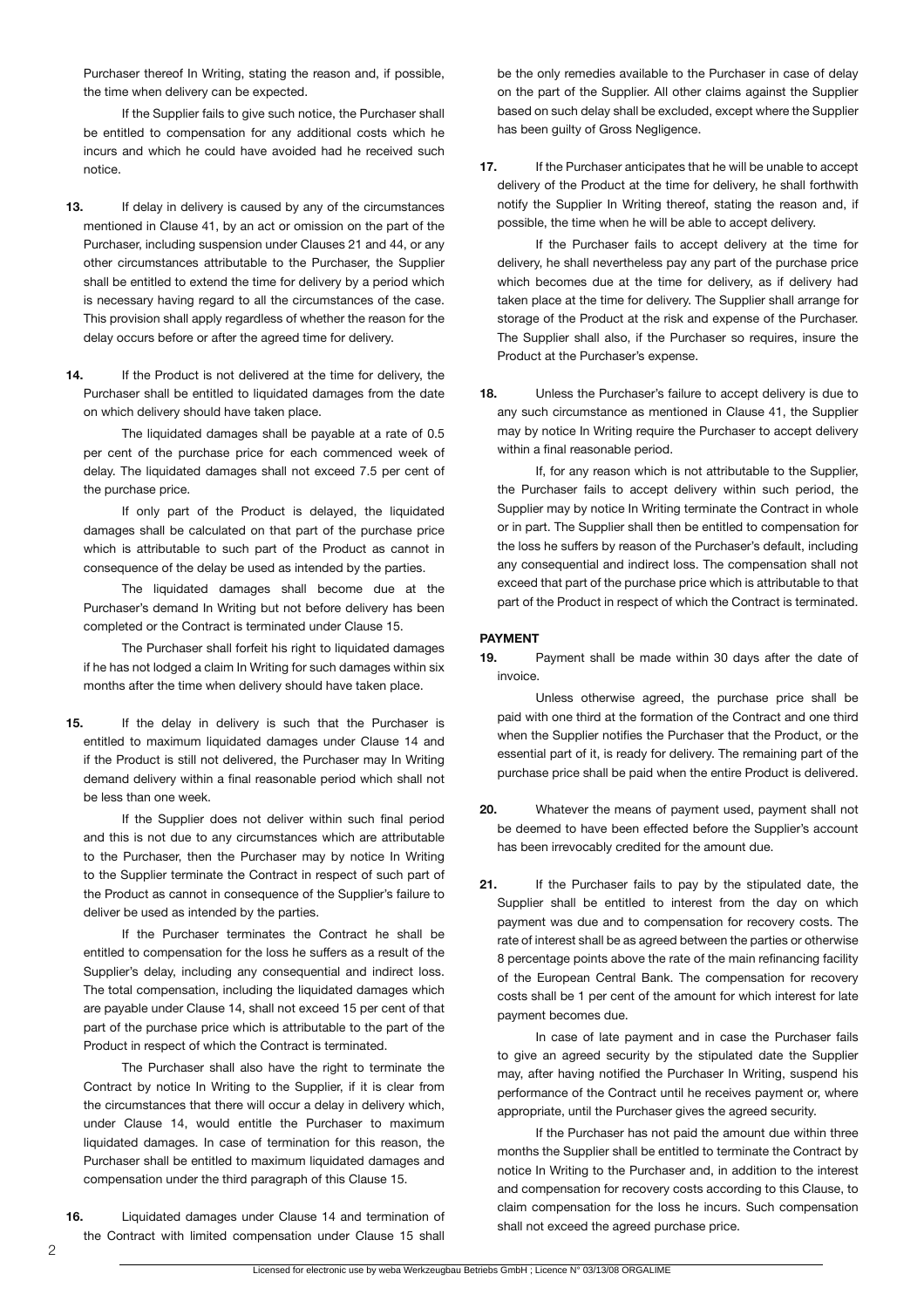Purchaser thereof In Writing, stating the reason and, if possible, the time when delivery can be expected.

If the Supplier fails to give such notice, the Purchaser shall be entitled to compensation for any additional costs which he incurs and which he could have avoided had he received such notice.

**13.** If delay in delivery is caused by any of the circumstances mentioned in Clause 41, by an act or omission on the part of the Purchaser, including suspension under Clauses 21 and 44, or any other circumstances attributable to the Purchaser, the Supplier shall be entitled to extend the time for delivery by a period which is necessary having regard to all the circumstances of the case. This provision shall apply regardless of whether the reason for the delay occurs before or after the agreed time for delivery.

**14.** If the Product is not delivered at the time for delivery, the Purchaser shall be entitled to liquidated damages from the date on which delivery should have taken place.

The liquidated damages shall be payable at a rate of 0.5 per cent of the purchase price for each commenced week of delay. The liquidated damages shall not exceed 7.5 per cent of the purchase price.

If only part of the Product is delayed, the liquidated damages shall be calculated on that part of the purchase price which is attributable to such part of the Product as cannot in consequence of the delay be used as intended by the parties.

The liquidated damages shall become due at the Purchaser's demand In Writing but not before delivery has been completed or the Contract is terminated under Clause 15.

The Purchaser shall forfeit his right to liquidated damages if he has not lodged a claim In Writing for such damages within six months after the time when delivery should have taken place.

**15.** If the delay in delivery is such that the Purchaser is entitled to maximum liquidated damages under Clause 14 and if the Product is still not delivered, the Purchaser may In Writing demand delivery within a final reasonable period which shall not be less than one week.

If the Supplier does not deliver within such final period and this is not due to any circumstances which are attributable to the Purchaser, then the Purchaser may by notice In Writing to the Supplier terminate the Contract in respect of such part of the Product as cannot in consequence of the Supplier's failure to deliver be used as intended by the parties.

If the Purchaser terminates the Contract he shall be entitled to compensation for the loss he suffers as a result of the Supplier's delay, including any consequential and indirect loss. The total compensation, including the liquidated damages which are payable under Clause 14, shall not exceed 15 per cent of that part of the purchase price which is attributable to the part of the Product in respect of which the Contract is terminated.

The Purchaser shall also have the right to terminate the Contract by notice In Writing to the Supplier, if it is clear from the circumstances that there will occur a delay in delivery which, under Clause 14, would entitle the Purchaser to maximum liquidated damages. In case of termination for this reason, the Purchaser shall be entitled to maximum liquidated damages and compensation under the third paragraph of this Clause 15.

**16.** Liquidated damages under Clause 14 and termination of the Contract with limited compensation under Clause 15 shall be the only remedies available to the Purchaser in case of delay on the part of the Supplier. All other claims against the Supplier based on such delay shall be excluded, except where the Supplier has been guilty of Gross Negligence.

**17.** If the Purchaser anticipates that he will be unable to accept delivery of the Product at the time for delivery, he shall forthwith notify the Supplier In Writing thereof, stating the reason and, if possible, the time when he will be able to accept delivery.

If the Purchaser fails to accept delivery at the time for delivery, he shall nevertheless pay any part of the purchase price which becomes due at the time for delivery, as if delivery had taken place at the time for delivery. The Supplier shall arrange for storage of the Product at the risk and expense of the Purchaser. The Supplier shall also, if the Purchaser so requires, insure the Product at the Purchaser's expense.

**18.** Unless the Purchaser's failure to accept delivery is due to any such circumstance as mentioned in Clause 41, the Supplier may by notice In Writing require the Purchaser to accept delivery within a final reasonable period.

If, for any reason which is not attributable to the Supplier, the Purchaser fails to accept delivery within such period, the Supplier may by notice In Writing terminate the Contract in whole or in part. The Supplier shall then be entitled to compensation for the loss he suffers by reason of the Purchaser's default, including any consequential and indirect loss. The compensation shall not exceed that part of the purchase price which is attributable to that part of the Product in respect of which the Contract is terminated.

## PAYMENT

**19.** Payment shall be made within 30 days after the date of invoice.

Unless otherwise agreed, the purchase price shall be paid with one third at the formation of the Contract and one third when the Supplier notifies the Purchaser that the Product, or the essential part of it, is ready for delivery. The remaining part of the purchase price shall be paid when the entire Product is delivered.

**20.** Whatever the means of payment used, payment shall not be deemed to have been effected before the Supplier's account has been irrevocably credited for the amount due.

**21.** If the Purchaser fails to pay by the stipulated date, the Supplier shall be entitled to interest from the day on which payment was due and to compensation for recovery costs. The rate of interest shall be as agreed between the parties or otherwise 8 percentage points above the rate of the main refinancing facility of the European Central Bank. The compensation for recovery costs shall be 1 per cent of the amount for which interest for late payment becomes due.

In case of late payment and in case the Purchaser fails to give an agreed security by the stipulated date the Supplier may, after having notified the Purchaser In Writing, suspend his performance of the Contract until he receives payment or, where appropriate, until the Purchaser gives the agreed security.

If the Purchaser has not paid the amount due within three months the Supplier shall be entitled to terminate the Contract by notice In Writing to the Purchaser and, in addition to the interest and compensation for recovery costs according to this Clause, to claim compensation for the loss he incurs. Such compensation shall not exceed the agreed purchase price.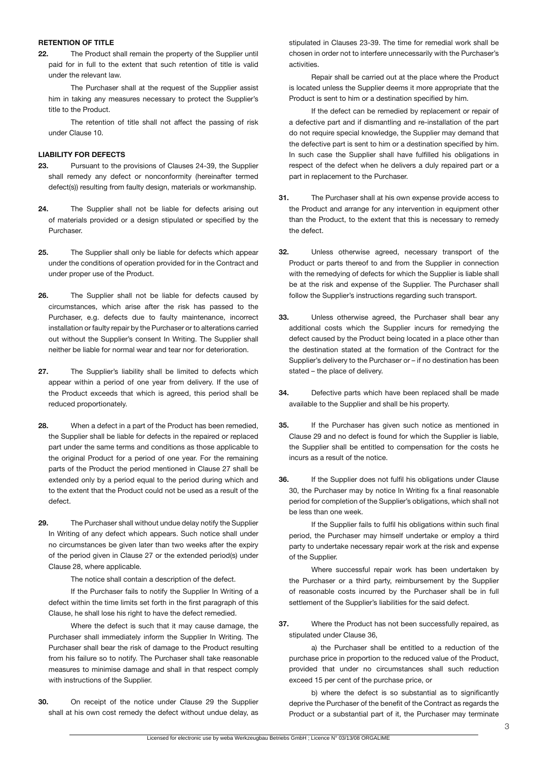**RETENTION OF TITLE**

**22.** The Product shall remain the property of the Supplier until paid for in full to the extent that such retention of title is valid under the relevant law.

The Purchaser shall at the request of the Supplier assist him in taking any measures necessary to protect the Supplier's title to the Product.

The retention of title shall not affect the passing of risk under Clause 10.

**LIABILITY FOR DEFECTS**

**23.** Pursuant to the provisions of Clauses 24-39, the Supplier shall remedy any defect or nonconformity (hereinafter termed defect(s)) resulting from faulty design, materials or workmanship.

**24.** The Supplier shall not be liable for defects arising out of materials provided or a design stipulated or specified by the Purchaser.

**25.** The Supplier shall only be liable for defects which appear under the conditions of operation provided for in the Contract and under proper use of the Product.

**26.** The Supplier shall not be liable for defects caused by circumstances, which arise after the risk has passed to the Purchaser, e.g. defects due to faulty maintenance, incorrect installation or faulty repair by the Purchaser or to alterations carried out without the Supplier's consent In Writing. The Supplier shall neither be liable for normal wear and tear nor for deterioration.

**27.** The Supplier's liability shall be limited to defects which appear within a period of one year from delivery. If the use of the Product exceeds that which is agreed, this period shall be reduced proportionately.

**28.** When a defect in a part of the Product has been remedied, the Supplier shall be liable for defects in the repaired or replaced part under the same terms and conditions as those applicable to the original Product for a period of one year. For the remaining parts of the Product the period mentioned in Clause 27 shall be extended only by a period equal to the period during which and to the extent that the Product could not be used as a result of the defect.

**29.** The Purchaser shall without undue delay notify the Supplier In Writing of any defect which appears. Such notice shall under no circumstances be given later than two weeks after the expiry of the period given in Clause 27 or the extended period(s) under Clause 28, where applicable.

The notice shall contain a description of the defect.

If the Purchaser fails to notify the Supplier In Writing of a defect within the time limits set forth in the first paragraph of this Clause, he shall lose his right to have the defect remedied.

Where the defect is such that it may cause damage, the Purchaser shall immediately inform the Supplier In Writing. The Purchaser shall bear the risk of damage to the Product resulting from his failure so to notify. The Purchaser shall take reasonable measures to minimise damage and shall in that respect comply with instructions of the Supplier.

**30.** On receipt of the notice under Clause 29 the Supplier shall at his own cost remedy the defect without undue delay, as stipulated in Clauses 23-39. The time for remedial work shall be chosen in order not to interfere unnecessarily with the Purchaser's activities.

Repair shall be carried out at the place where the Product is located unless the Supplier deems it more appropriate that the Product is sent to him or a destination specified by him.

If the defect can be remedied by replacement or repair of a defective part and if dismantling and re-installation of the part do not require special knowledge, the Supplier may demand that the defective part is sent to him or a destination specified by him. In such case the Supplier shall have fulfilled his obligations in respect of the defect when he delivers a duly repaired part or a part in replacement to the Purchaser.

**31.** The Purchaser shall at his own expense provide access to the Product and arrange for any intervention in equipment other than the Product, to the extent that this is necessary to remedy the defect.

**32.** Unless otherwise agreed, necessary transport of the Product or parts thereof to and from the Supplier in connection with the remedying of defects for which the Supplier is liable shall be at the risk and expense of the Supplier. The Purchaser shall follow the Supplier's instructions regarding such transport.

**33.** Unless otherwise agreed, the Purchaser shall bear any additional costs which the Supplier incurs for remedying the defect caused by the Product being located in a place other than the destination stated at the formation of the Contract for the Supplier's delivery to the Purchaser or – if no destination has been stated – the place of delivery.

**34.** Defective parts which have been replaced shall be made available to the Supplier and shall be his property.

**35.** If the Purchaser has given such notice as mentioned in Clause 29 and no defect is found for which the Supplier is liable, the Supplier shall be entitled to compensation for the costs he incurs as a result of the notice.

**36.** If the Supplier does not fulfil his obligations under Clause 30, the Purchaser may by notice In Writing fix a final reasonable period for completion of the Supplier's obligations, which shall not be less than one week.

If the Supplier fails to fulfil his obligations within such final period, the Purchaser may himself undertake or employ a third party to undertake necessary repair work at the risk and expense of the Supplier.

Where successful repair work has been undertaken by the Purchaser or a third party, reimbursement by the Supplier of reasonable costs incurred by the Purchaser shall be in full settlement of the Supplier's liabilities for the said defect.

**37.** Where the Product has not been successfully repaired, as stipulated under Clause 36,

a) the Purchaser shall be entitled to a reduction of the purchase price in proportion to the reduced value of the Product, provided that under no circumstances shall such reduction exceed 15 per cent of the purchase price, or

b) where the defect is so substantial as to significantly deprive the Purchaser of the benefit of the Contract as regards the Product or a substantial part of it, the Purchaser may terminate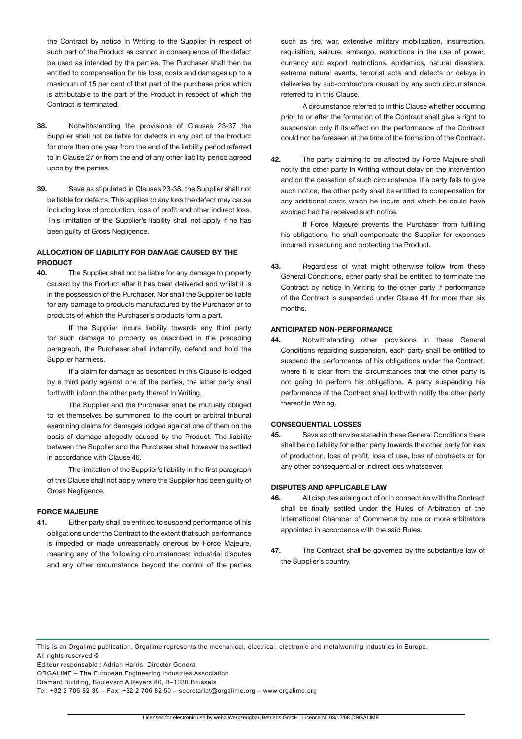the Contract by notice In Writing to the Supplier in respect of such part of the Product as cannot in consequence of the defect be used as intended by the parties. The Purchaser shall then be entitled to compensation for his loss, costs and damages up to a maximum of 15 per cent of that part of the purchase price which is attributable to the part of the Product in respect of which the Contract is terminated.

**38.** Notwithstanding the provisions of Clauses 23-37 the Supplier shall not be liable for defects in any part of the Product for more than one year from the end of the liability period referred to in Clause 27 or from the end of any other liability period agreed upon by the parties.

**39.** Save as stipulated in Clauses 23-38, the Supplier shall not be liable for defects. This applies to any loss the defect may cause including loss of production, loss of profit and other indirect loss. This limitation of the Supplier's liability shall not apply if he has been guilty of Gross Negligence.

### ALLOCATION OF LIABILITY FOR DAMAGE CAUSED BY THE PRODUCT

**40.** The Supplier shall not be liable for any damage to property caused by the Product after it has been delivered and whilst it is in the possession of the Purchaser. Nor shall the Supplier be liable for any damage to products manufactured by the Purchaser or to products of which the Purchaser's products form a part.

If the Supplier incurs liability towards any third party for such damage to property as described in the preceding paragraph, the Purchaser shall indemnify, defend and hold the Supplier harmless.

If a claim for damage as described in this Clause is lodged by a third party against one of the parties, the latter party shall forthwith inform the other party thereof In Writing.

The Supplier and the Purchaser shall be mutually obliged to let themselves be summoned to the court or arbitral tribunal examining claims for damages lodged against one of them on the basis of damage allegedly caused by the Product. The liability between the Supplier and the Purchaser shall however be settled in accordance with Clause 46.

The limitation of the Supplier's liability in the first paragraph of this Clause shall not apply where the Supplier has been guilty of Gross Negligence.

### FORCE MAJEURE

**41.** Either party shall be entitled to suspend performance of his obligations under the Contract to the extent that such performance is impeded or made unreasonably onerous by Force Majeure, meaning any of the following circumstances: industrial disputes and any other circumstance beyond the control of the parties such as fire, war, extensive military mobilization, insurrection, requisition, seizure, embargo, restrictions in the use of power, currency and export restrictions, epidemics, natural disasters, extreme natural events, terrorist acts and defects or delays in deliveries by sub-contractors caused by any such circumstance referred to in this Clause.

A circumstance referred to in this Clause whether occurring prior to or after the formation of the Contract shall give a right to suspension only if its effect on the performance of the Contract could not be foreseen at the time of the formation of the Contract.

**42.** The party claiming to be affected by Force Majeure shall notify the other party In Writing without delay on the intervention and on the cessation of such circumstance. If a party fails to give such notice, the other party shall be entitled to compensation for any additional costs which he incurs and which he could have avoided had he received such notice.

If Force Majeure prevents the Purchaser from fulfilling his obligations, he shall compensate the Supplier for expenses incurred in securing and protecting the Product.

**43.** Regardless of what might otherwise follow from these General Conditions, either party shall be entitled to terminate the Contract by notice In Writing to the other party if performance of the Contract is suspended under Clause 41 for more than six months.

### ANTICIPATED NON-PERFORMANCE

**44.** Notwithstanding other provisions in these General Conditions regarding suspension, each party shall be entitled to suspend the performance of his obligations under the Contract, where it is clear from the circumstances that the other party is not going to perform his obligations. A party suspending his performance of the Contract shall forthwith notify the other party thereof In Writing.

### CONSEQUENTIAL LOSSES

**45.** Save as otherwise stated in these General Conditions there shall be no liability for either party towards the other party for loss of production, loss of profit, loss of use, loss of contracts or for any other consequential or indirect loss whatsoever.

### DISPUTES AND APPLICABLE LAW

**46.** All disputes arising out of or in connection with the Contract shall be finally settled under the Rules of Arbitration of the International Chamber of Commerce by one or more arbitrators appointed in accordance with the said Rules.

**47.** The Contract shall be governed by the substantive law of the Supplier's country.

This is an Orgalime publication. Orgalime represents the mechanical, electrical, electronic and metalworking industries in Europe.
All rights reserved ©
Editeur responsable : Adrian Harris, Director General
ORGALIME – The European Engineering Industries Association
Diamant Building, Boulevard A Reyers 80, B–1030 Brussels
Tel: +32 2 706 82 35 – Fax: +32 2 706 82 50 – secretariat@orgalime.org – www.orgalime.org